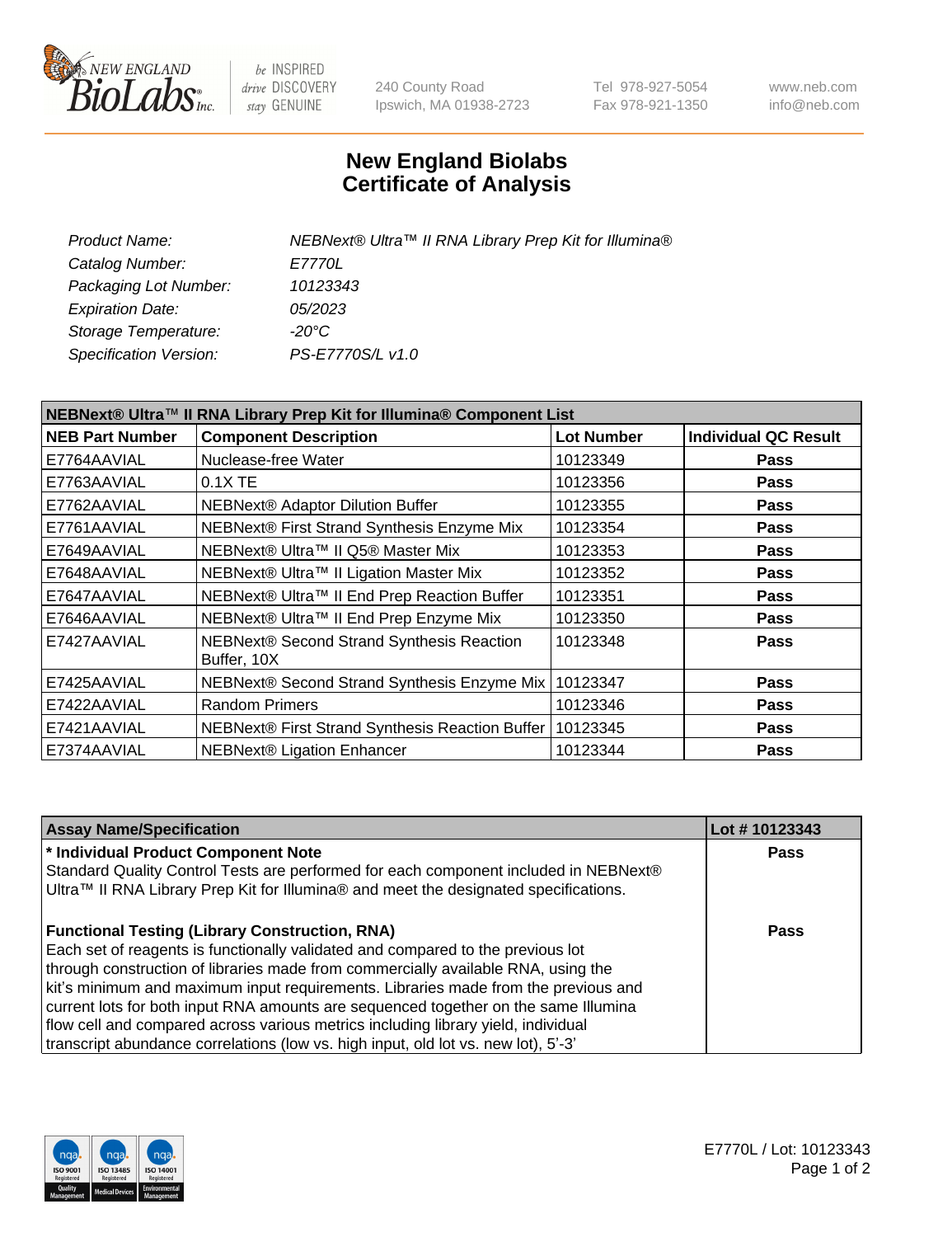New England BioLabs Inc. — be INSPIRED drive DISCOVERY stay GENUINE

240 County Road
Ipswich, MA 01938-2723

Tel 978-927-5054
Fax 978-921-1350

www.neb.com
info@neb.com

# New England Biolabs
# Certificate of Analysis

| | |
|---|---|
| *Product Name:* | *NEBNext® Ultra™ II RNA Library Prep Kit for Illumina®* |
| *Catalog Number:* | *E7770L* |
| *Packaging Lot Number:* | *10123343* |
| *Expiration Date:* | *05/2023* |
| *Storage Temperature:* | *-20°C* |
| *Specification Version:* | *PS-E7770S/L v1.0* |

**NEBNext® Ultra™ II RNA Library Prep Kit for Illumina® Component List**

| NEB Part Number | Component Description | Lot Number | Individual QC Result |
|---|---|---|---|
| E7764AAVIAL | Nuclease-free Water | 10123349 | Pass |
| E7763AAVIAL | 0.1X TE | 10123356 | Pass |
| E7762AAVIAL | NEBNext® Adaptor Dilution Buffer | 10123355 | Pass |
| E7761AAVIAL | NEBNext® First Strand Synthesis Enzyme Mix | 10123354 | Pass |
| E7649AAVIAL | NEBNext® Ultra™ II Q5® Master Mix | 10123353 | Pass |
| E7648AAVIAL | NEBNext® Ultra™ II Ligation Master Mix | 10123352 | Pass |
| E7647AAVIAL | NEBNext® Ultra™ II End Prep Reaction Buffer | 10123351 | Pass |
| E7646AAVIAL | NEBNext® Ultra™ II End Prep Enzyme Mix | 10123350 | Pass |
| E7427AAVIAL | NEBNext® Second Strand Synthesis Reaction Buffer, 10X | 10123348 | Pass |
| E7425AAVIAL | NEBNext® Second Strand Synthesis Enzyme Mix | 10123347 | Pass |
| E7422AAVIAL | Random Primers | 10123346 | Pass |
| E7421AAVIAL | NEBNext® First Strand Synthesis Reaction Buffer | 10123345 | Pass |
| E7374AAVIAL | NEBNext® Ligation Enhancer | 10123344 | Pass |

| Assay Name/Specification | Lot # 10123343 |
|---|---|
| **\* Individual Product Component Note**<br>Standard Quality Control Tests are performed for each component included in NEBNext® Ultra™ II RNA Library Prep Kit for Illumina® and meet the designated specifications. | Pass |
| **Functional Testing (Library Construction, RNA)**<br>Each set of reagents is functionally validated and compared to the previous lot through construction of libraries made from commercially available RNA, using the kit's minimum and maximum input requirements. Libraries made from the previous and current lots for both input RNA amounts are sequenced together on the same Illumina flow cell and compared across various metrics including library yield, individual transcript abundance correlations (low vs. high input, old lot vs. new lot), 5'-3' | Pass |

E7770L / Lot: 10123343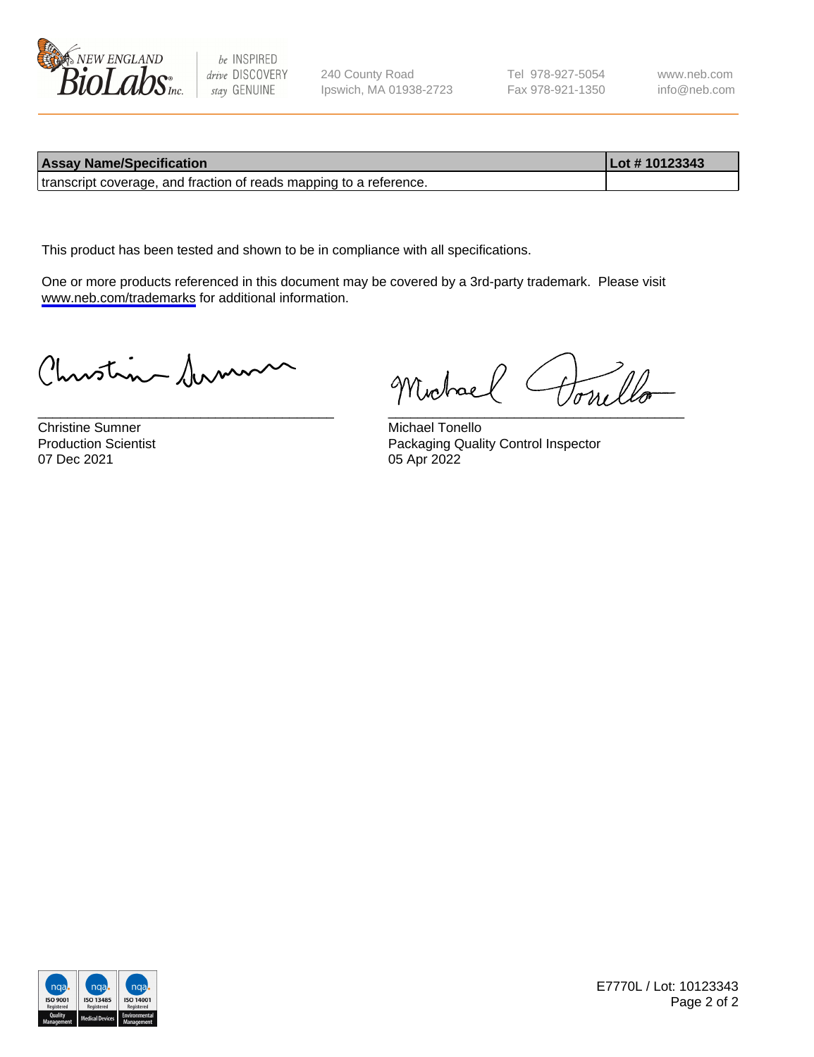| Assay Name/Specification | Lot # 10123343 |
| --- | --- |
| transcript coverage, and fraction of reads mapping to a reference. | |

This product has been tested and shown to be in compliance with all specifications.

One or more products referenced in this document may be covered by a 3rd-party trademark. Please visit www.neb.com/trademarks for additional information.

Christine Sumner
Production Scientist
07 Dec 2021

Michael Tonello
Packaging Quality Control Inspector
05 Apr 2022

E7770L / Lot: 10123343